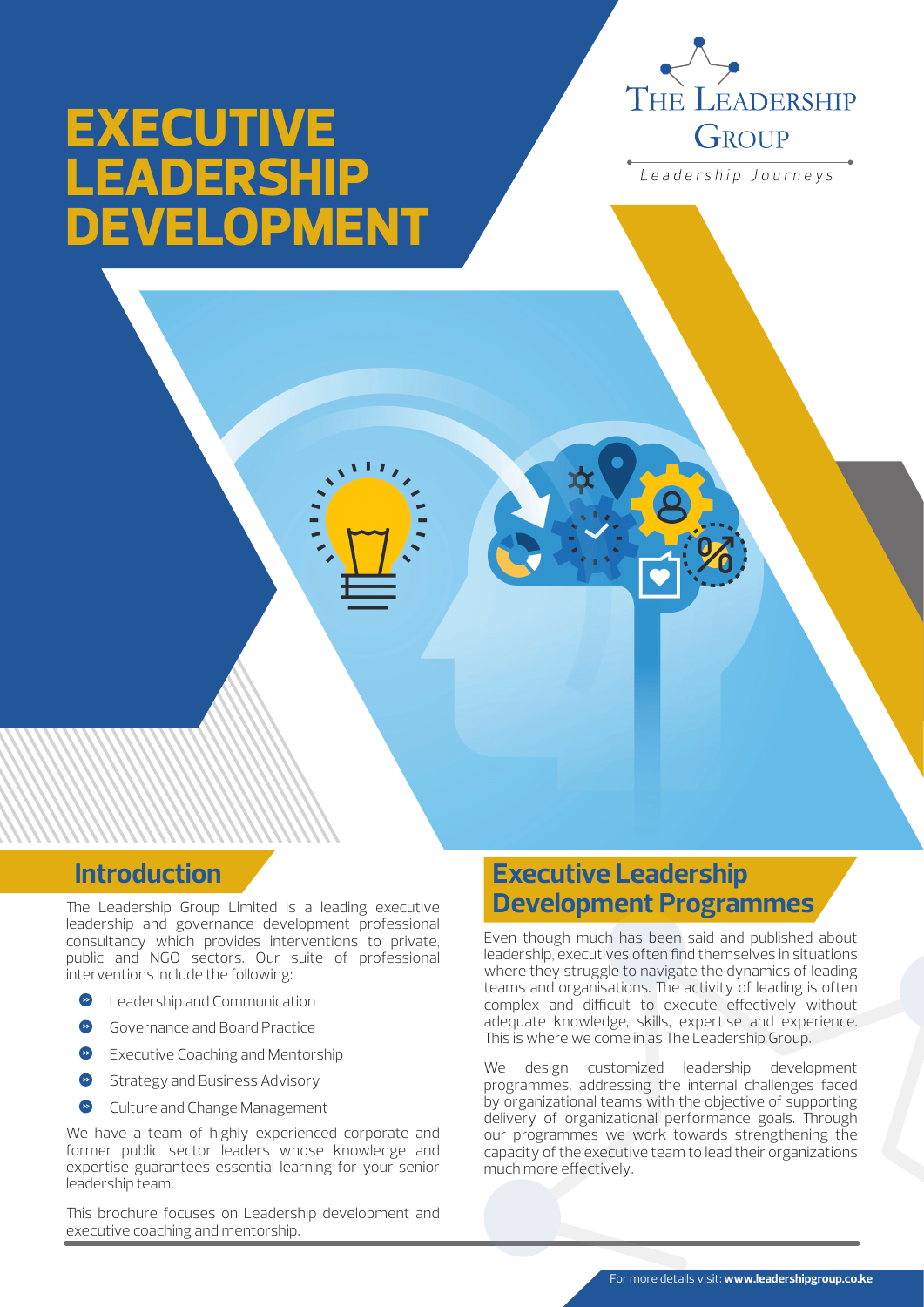# EXECUTIVE LEADERSHIP DEVELOPMENT

THE LEADERSHIP GROUP

*Leadership Journeys*

## Introduction

The Leadership Group Limited is a leading executive leadership and governance development professional consultancy which provides interventions to private, public and NGO sectors. Our suite of professional interventions include the following:

- Leadership and Communication
- Governance and Board Practice
- Executive Coaching and Mentorship
- Strategy and Business Advisory
- Culture and Change Management

We have a team of highly experienced corporate and former public sector leaders whose knowledge and expertise guarantees essential learning for your senior leadership team.

This brochure focuses on Leadership development and executive coaching and mentorship.

## Executive Leadership Development Programmes

Even though much has been said and published about leadership, executives often find themselves in situations where they struggle to navigate the dynamics of leading teams and organisations. The activity of leading is often complex and difficult to execute effectively without adequate knowledge, skills, expertise and experience. This is where we come in as The Leadership Group.

We design customized leadership development programmes, addressing the internal challenges faced by organizational teams with the objective of supporting delivery of organizational performance goals. Through our programmes we work towards strengthening the capacity of the executive team to lead their organizations much more effectively.

For more details visit: **www.leadershipgroup.co.ke**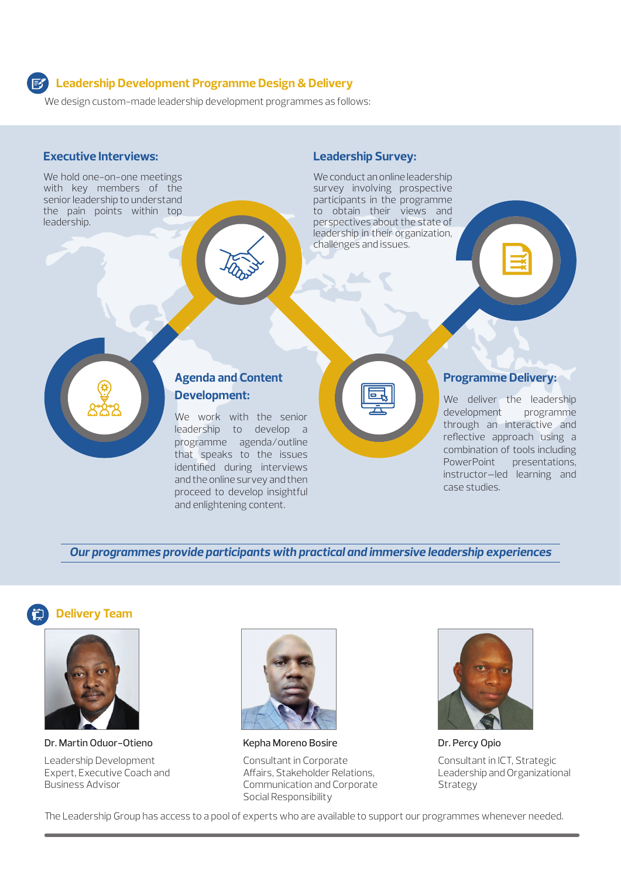## Leadership Development Programme Design & Delivery

We design custom-made leadership development programmes as follows:

### Executive Interviews:

We hold one-on-one meetings with key members of the senior leadership to understand the pain points within top leadership.

### Leadership Survey:

We conduct an online leadership survey involving prospective participants in the programme to obtain their views and perspectives about the state of leadership in their organization, challenges and issues.

### Agenda and Content Development:

We work with the senior leadership to develop a programme agenda/outline that speaks to the issues identified during interviews and the online survey and then proceed to develop insightful and enlightening content.

### Programme Delivery:

We deliver the leadership development programme through an interactive and reflective approach using a combination of tools including PowerPoint presentations, instructor–led learning and case studies.

***Our programmes provide participants with practical and immersive leadership experiences***

## Delivery Team

**Dr. Martin Oduor-Otieno**

Leadership Development Expert, Executive Coach and Business Advisor

**Kepha Moreno Bosire**

Consultant in Corporate Affairs, Stakeholder Relations, Communication and Corporate Social Responsibility

**Dr. Percy Opio**

Consultant in ICT, Strategic Leadership and Organizational Strategy

The Leadership Group has access to a pool of experts who are available to support our programmes whenever needed.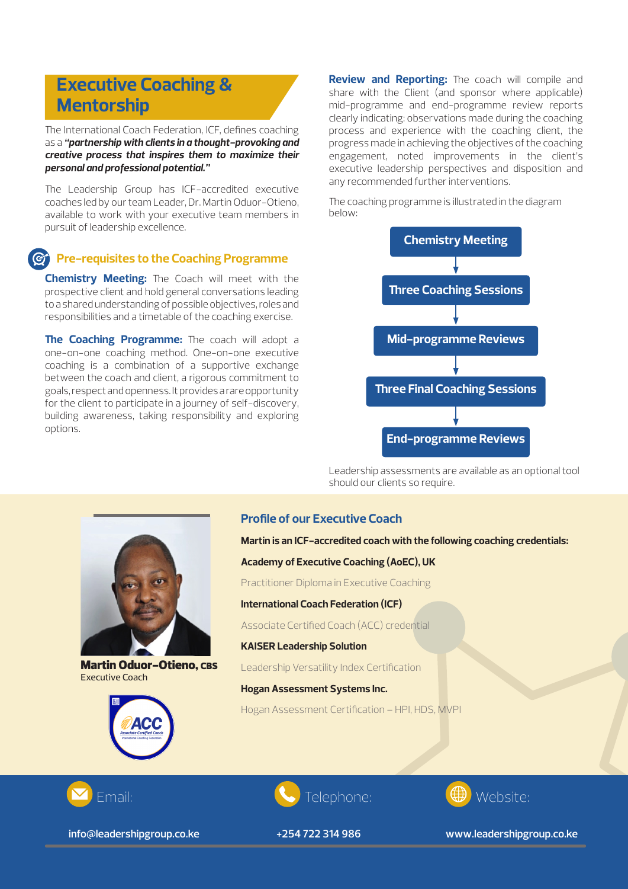# Executive Coaching & Mentorship

The International Coach Federation, ICF, defines coaching as a ***"partnership with clients in a thought-provoking and creative process that inspires them to maximize their personal and professional potential."***

The Leadership Group has ICF-accredited executive coaches led by our team Leader, Dr. Martin Oduor-Otieno, available to work with your executive team members in pursuit of leadership excellence.

## Pre-requisites to the Coaching Programme

**Chemistry Meeting:** The Coach will meet with the prospective client and hold general conversations leading to a shared understanding of possible objectives, roles and responsibilities and a timetable of the coaching exercise.

**The Coaching Programme:** The coach will adopt a one-on-one coaching method. One-on-one executive coaching is a combination of a supportive exchange between the coach and client, a rigorous commitment to goals, respect and openness. It provides a rare opportunity for the client to participate in a journey of self-discovery, building awareness, taking responsibility and exploring options.

**Review and Reporting:** The coach will compile and share with the Client (and sponsor where applicable) mid-programme and end-programme review reports clearly indicating: observations made during the coaching process and experience with the coaching client, the progress made in achieving the objectives of the coaching engagement, noted improvements in the client's executive leadership perspectives and disposition and any recommended further interventions.

The coaching programme is illustrated in the diagram below:

- Chemistry Meeting
- ↓ Three Coaching Sessions
- ↓ Mid-programme Reviews
- ↓ Three Final Coaching Sessions
- ↓ End-programme Reviews

Leadership assessments are available as an optional tool should our clients so require.

## Profile of our Executive Coach

**Martin Oduor-Otieno, CBS**
Executive Coach

**Martin is an ICF-accredited coach with the following coaching credentials:**

**Academy of Executive Coaching (AoEC), UK**
Practitioner Diploma in Executive Coaching

**International Coach Federation (ICF)**
Associate Certified Coach (ACC) credential

**KAISER Leadership Solution**
Leadership Versatility Index Certification

**Hogan Assessment Systems Inc.**
Hogan Assessment Certification – HPI, HDS, MVPI

Email: **info@leadershipgroup.co.ke**

Telephone: **+254 722 314 986**

Website: **www.leadershipgroup.co.ke**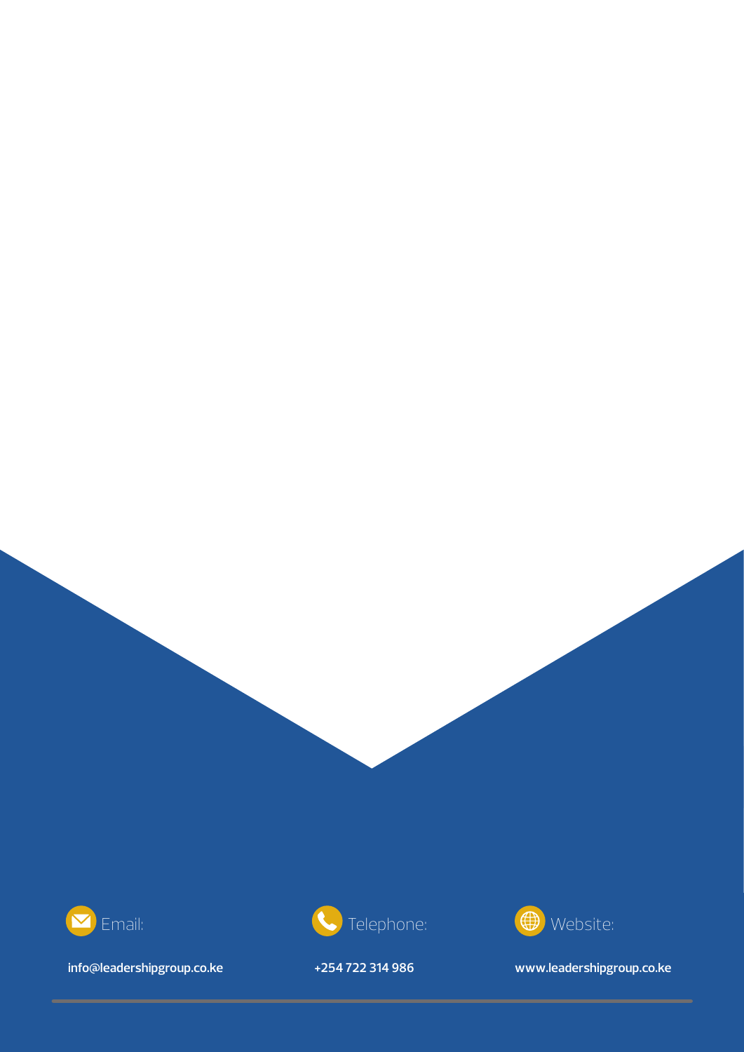Email:

info@leadershipgroup.co.ke

Telephone:

+254 722 314 986

Website:

www.leadershipgroup.co.ke